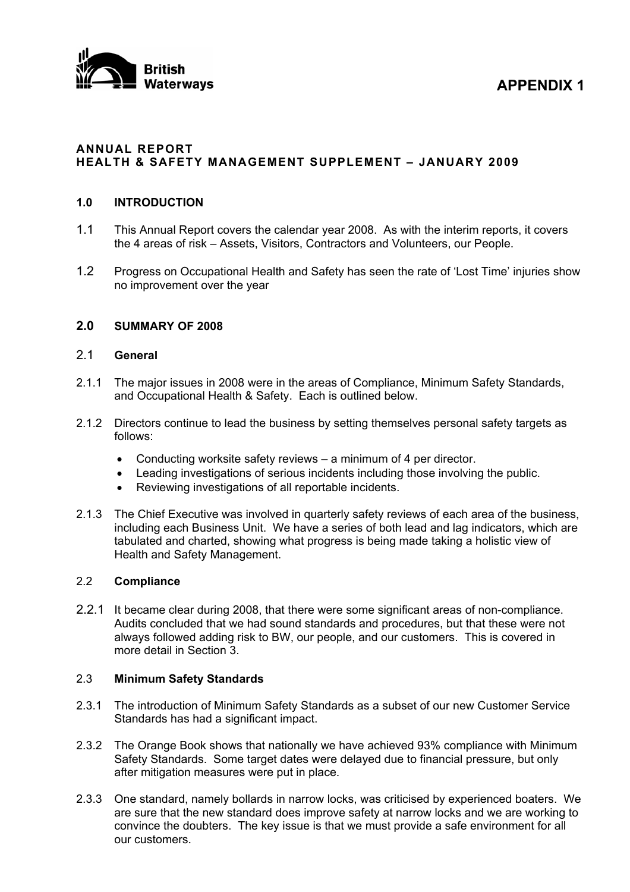British Waterways

# APPENDIX 1

## ANNUAL REPORT
## HEALTH & SAFETY MANAGEMENT SUPPLEMENT – JANUARY 2009

### 1.0 INTRODUCTION

1.1 This Annual Report covers the calendar year 2008. As with the interim reports, it covers the 4 areas of risk – Assets, Visitors, Contractors and Volunteers, our People.

1.2 Progress on Occupational Health and Safety has seen the rate of 'Lost Time' injuries show no improvement over the year

### 2.0 SUMMARY OF 2008

#### 2.1 General

2.1.1 The major issues in 2008 were in the areas of Compliance, Minimum Safety Standards, and Occupational Health & Safety. Each is outlined below.

2.1.2 Directors continue to lead the business by setting themselves personal safety targets as follows:

- Conducting worksite safety reviews – a minimum of 4 per director.
- Leading investigations of serious incidents including those involving the public.
- Reviewing investigations of all reportable incidents.

2.1.3 The Chief Executive was involved in quarterly safety reviews of each area of the business, including each Business Unit. We have a series of both lead and lag indicators, which are tabulated and charted, showing what progress is being made taking a holistic view of Health and Safety Management.

#### 2.2 Compliance

2.2.1 It became clear during 2008, that there were some significant areas of non-compliance. Audits concluded that we had sound standards and procedures, but that these were not always followed adding risk to BW, our people, and our customers. This is covered in more detail in Section 3.

#### 2.3 Minimum Safety Standards

2.3.1 The introduction of Minimum Safety Standards as a subset of our new Customer Service Standards has had a significant impact.

2.3.2 The Orange Book shows that nationally we have achieved 93% compliance with Minimum Safety Standards. Some target dates were delayed due to financial pressure, but only after mitigation measures were put in place.

2.3.3 One standard, namely bollards in narrow locks, was criticised by experienced boaters. We are sure that the new standard does improve safety at narrow locks and we are working to convince the doubters. The key issue is that we must provide a safe environment for all our customers.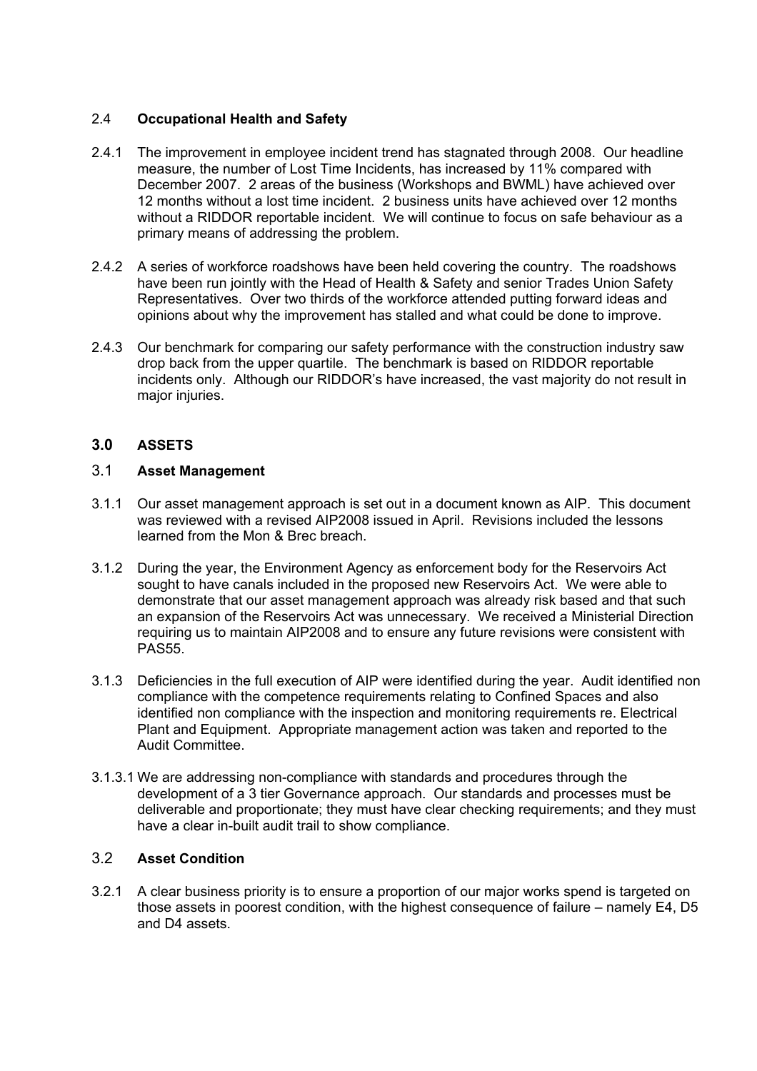### 2.4 **Occupational Health and Safety**

2.4.1 The improvement in employee incident trend has stagnated through 2008. Our headline measure, the number of Lost Time Incidents, has increased by 11% compared with December 2007. 2 areas of the business (Workshops and BWML) have achieved over 12 months without a lost time incident. 2 business units have achieved over 12 months without a RIDDOR reportable incident. We will continue to focus on safe behaviour as a primary means of addressing the problem.

2.4.2 A series of workforce roadshows have been held covering the country. The roadshows have been run jointly with the Head of Health & Safety and senior Trades Union Safety Representatives. Over two thirds of the workforce attended putting forward ideas and opinions about why the improvement has stalled and what could be done to improve.

2.4.3 Our benchmark for comparing our safety performance with the construction industry saw drop back from the upper quartile. The benchmark is based on RIDDOR reportable incidents only. Although our RIDDOR's have increased, the vast majority do not result in major injuries.

## 3.0 **ASSETS**

### 3.1 **Asset Management**

3.1.1 Our asset management approach is set out in a document known as AIP. This document was reviewed with a revised AIP2008 issued in April. Revisions included the lessons learned from the Mon & Brec breach.

3.1.2 During the year, the Environment Agency as enforcement body for the Reservoirs Act sought to have canals included in the proposed new Reservoirs Act. We were able to demonstrate that our asset management approach was already risk based and that such an expansion of the Reservoirs Act was unnecessary. We received a Ministerial Direction requiring us to maintain AIP2008 and to ensure any future revisions were consistent with PAS55.

3.1.3 Deficiencies in the full execution of AIP were identified during the year. Audit identified non compliance with the competence requirements relating to Confined Spaces and also identified non compliance with the inspection and monitoring requirements re. Electrical Plant and Equipment. Appropriate management action was taken and reported to the Audit Committee.

3.1.3.1 We are addressing non-compliance with standards and procedures through the development of a 3 tier Governance approach. Our standards and processes must be deliverable and proportionate; they must have clear checking requirements; and they must have a clear in-built audit trail to show compliance.

### 3.2 **Asset Condition**

3.2.1 A clear business priority is to ensure a proportion of our major works spend is targeted on those assets in poorest condition, with the highest consequence of failure – namely E4, D5 and D4 assets.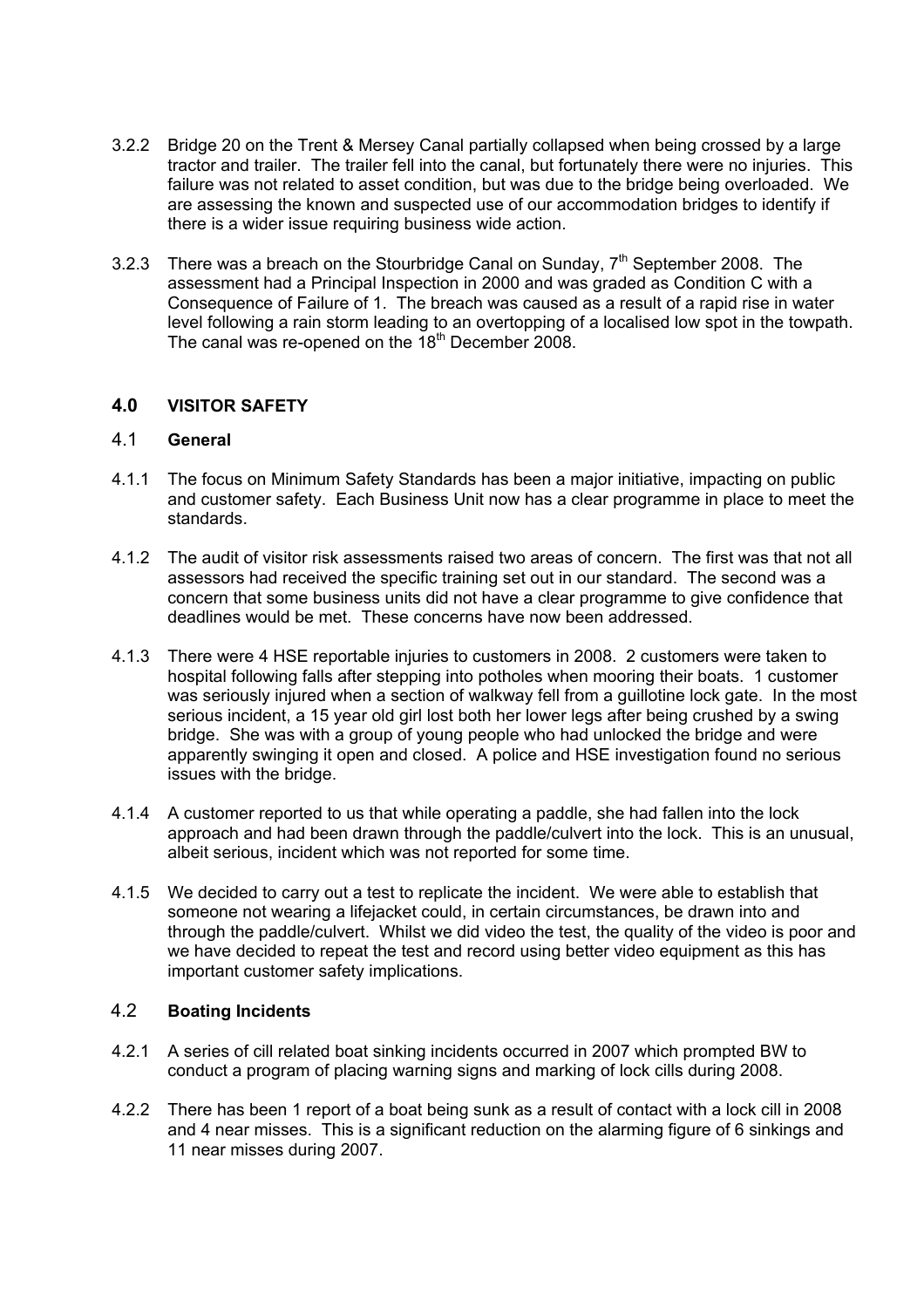3.2.2 Bridge 20 on the Trent & Mersey Canal partially collapsed when being crossed by a large tractor and trailer. The trailer fell into the canal, but fortunately there were no injuries. This failure was not related to asset condition, but was due to the bridge being overloaded. We are assessing the known and suspected use of our accommodation bridges to identify if there is a wider issue requiring business wide action.

3.2.3 There was a breach on the Stourbridge Canal on Sunday, 7th September 2008. The assessment had a Principal Inspection in 2000 and was graded as Condition C with a Consequence of Failure of 1. The breach was caused as a result of a rapid rise in water level following a rain storm leading to an overtopping of a localised low spot in the towpath. The canal was re-opened on the 18th December 2008.

## 4.0 VISITOR SAFETY

### 4.1 General

4.1.1 The focus on Minimum Safety Standards has been a major initiative, impacting on public and customer safety. Each Business Unit now has a clear programme in place to meet the standards.

4.1.2 The audit of visitor risk assessments raised two areas of concern. The first was that not all assessors had received the specific training set out in our standard. The second was a concern that some business units did not have a clear programme to give confidence that deadlines would be met. These concerns have now been addressed.

4.1.3 There were 4 HSE reportable injuries to customers in 2008. 2 customers were taken to hospital following falls after stepping into potholes when mooring their boats. 1 customer was seriously injured when a section of walkway fell from a guillotine lock gate. In the most serious incident, a 15 year old girl lost both her lower legs after being crushed by a swing bridge. She was with a group of young people who had unlocked the bridge and were apparently swinging it open and closed. A police and HSE investigation found no serious issues with the bridge.

4.1.4 A customer reported to us that while operating a paddle, she had fallen into the lock approach and had been drawn through the paddle/culvert into the lock. This is an unusual, albeit serious, incident which was not reported for some time.

4.1.5 We decided to carry out a test to replicate the incident. We were able to establish that someone not wearing a lifejacket could, in certain circumstances, be drawn into and through the paddle/culvert. Whilst we did video the test, the quality of the video is poor and we have decided to repeat the test and record using better video equipment as this has important customer safety implications.

### 4.2 Boating Incidents

4.2.1 A series of cill related boat sinking incidents occurred in 2007 which prompted BW to conduct a program of placing warning signs and marking of lock cills during 2008.

4.2.2 There has been 1 report of a boat being sunk as a result of contact with a lock cill in 2008 and 4 near misses. This is a significant reduction on the alarming figure of 6 sinkings and 11 near misses during 2007.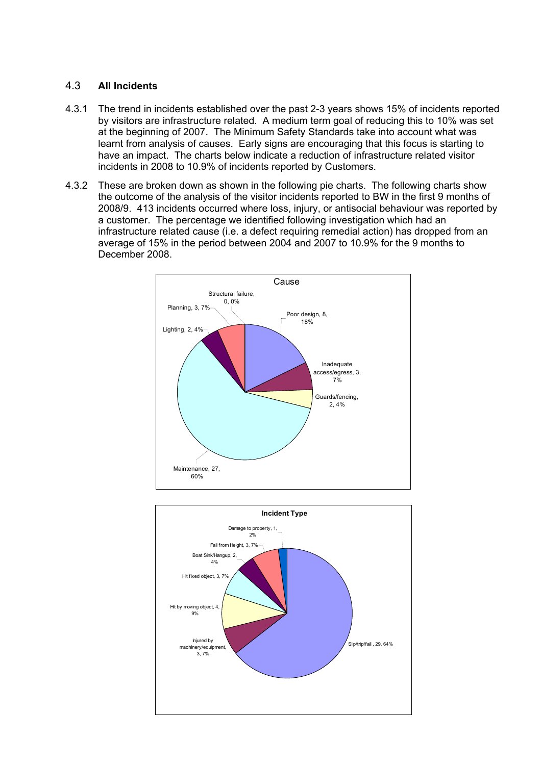### 4.3 **All Incidents**

4.3.1 The trend in incidents established over the past 2-3 years shows 15% of incidents reported by visitors are infrastructure related. A medium term goal of reducing this to 10% was set at the beginning of 2007. The Minimum Safety Standards take into account what was learnt from analysis of causes. Early signs are encouraging that this focus is starting to have an impact. The charts below indicate a reduction of infrastructure related visitor incidents in 2008 to 10.9% of incidents reported by Customers.

4.3.2 These are broken down as shown in the following pie charts. The following charts show the outcome of the analysis of the visitor incidents reported to BW in the first 9 months of 2008/9. 413 incidents occurred where loss, injury, or antisocial behaviour was reported by a customer. The percentage we identified following investigation which had an infrastructure related cause (i.e. a defect requiring remedial action) has dropped from an average of 15% in the period between 2004 and 2007 to 10.9% for the 9 months to December 2008.

**Cause**

| Cause | Number | % |
|---|---|---|
| Structural failure | 0 | 0% |
| Poor design | 8 | 18% |
| Inadequate access/egress | 3 | 7% |
| Guards/fencing | 2 | 4% |
| Maintenance | 27 | 60% |
| Lighting | 2 | 4% |
| Planning | 3 | 7% |

**Incident Type**

| Incident Type | Number | % |
|---|---|---|
| Damage to property | 1 | 2% |
| Slip/trip/fall | 29 | 64% |
| Injured by machinery/equipment | 3 | 7% |
| Hit by moving object | 4 | 9% |
| Hit fixed object | 3 | 7% |
| Boat Sink/Hangup | 2 | 4% |
| Fall from Height | 3 | 7% |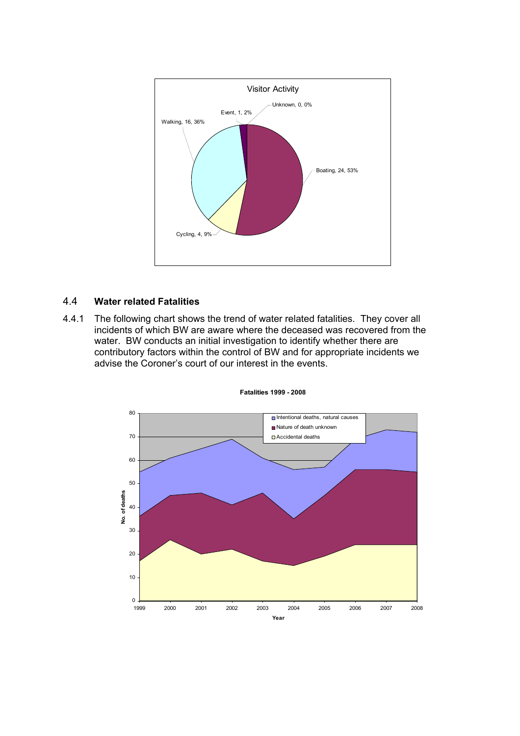## 4.4 Water related Fatalities

4.4.1 The following chart shows the trend of water related fatalities. They cover all incidents of which BW are aware where the deceased was recovered from the water. BW conducts an initial investigation to identify whether there are contributory factors within the control of BW and for appropriate incidents we advise the Coroner's court of our interest in the events.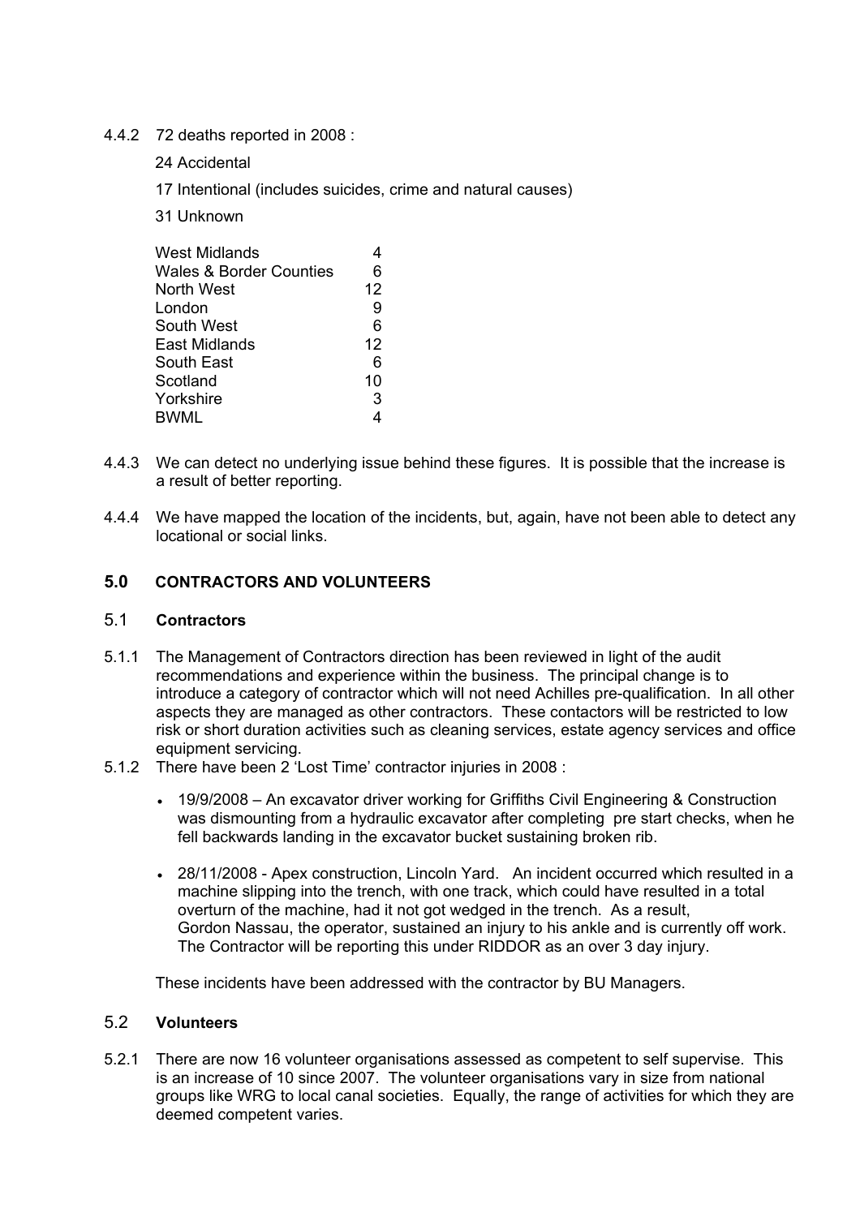4.4.2 72 deaths reported in 2008 :

24 Accidental

17 Intentional (includes suicides, crime and natural causes)

31 Unknown

| | |
|---|---|
| West Midlands | 4 |
| Wales & Border Counties | 6 |
| North West | 12 |
| London | 9 |
| South West | 6 |
| East Midlands | 12 |
| South East | 6 |
| Scotland | 10 |
| Yorkshire | 3 |
| BWML | 4 |

4.4.3 We can detect no underlying issue behind these figures. It is possible that the increase is a result of better reporting.

4.4.4 We have mapped the location of the incidents, but, again, have not been able to detect any locational or social links.

## 5.0 CONTRACTORS AND VOLUNTEERS

### 5.1 Contractors

5.1.1 The Management of Contractors direction has been reviewed in light of the audit recommendations and experience within the business. The principal change is to introduce a category of contractor which will not need Achilles pre-qualification. In all other aspects they are managed as other contractors. These contactors will be restricted to low risk or short duration activities such as cleaning services, estate agency services and office equipment servicing.

5.1.2 There have been 2 'Lost Time' contractor injuries in 2008 :

- 19/9/2008 – An excavator driver working for Griffiths Civil Engineering & Construction was dismounting from a hydraulic excavator after completing pre start checks, when he fell backwards landing in the excavator bucket sustaining broken rib.
- 28/11/2008 - Apex construction, Lincoln Yard. An incident occurred which resulted in a machine slipping into the trench, with one track, which could have resulted in a total overturn of the machine, had it not got wedged in the trench. As a result, Gordon Nassau, the operator, sustained an injury to his ankle and is currently off work. The Contractor will be reporting this under RIDDOR as an over 3 day injury.

These incidents have been addressed with the contractor by BU Managers.

### 5.2 Volunteers

5.2.1 There are now 16 volunteer organisations assessed as competent to self supervise. This is an increase of 10 since 2007. The volunteer organisations vary in size from national groups like WRG to local canal societies. Equally, the range of activities for which they are deemed competent varies.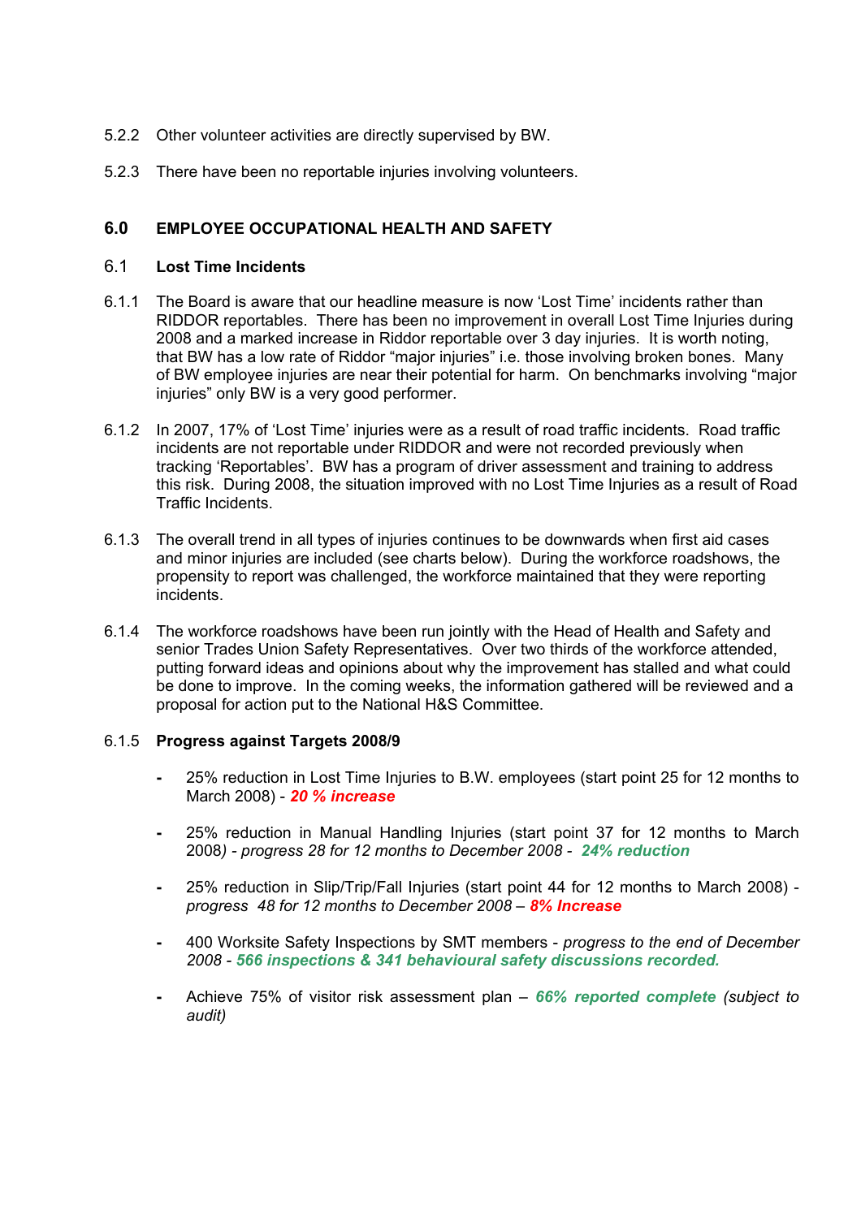5.2.2 Other volunteer activities are directly supervised by BW.

5.2.3 There have been no reportable injuries involving volunteers.

## 6.0 EMPLOYEE OCCUPATIONAL HEALTH AND SAFETY

### 6.1 Lost Time Incidents

6.1.1 The Board is aware that our headline measure is now 'Lost Time' incidents rather than RIDDOR reportables. There has been no improvement in overall Lost Time Injuries during 2008 and a marked increase in Riddor reportable over 3 day injuries. It is worth noting, that BW has a low rate of Riddor "major injuries" i.e. those involving broken bones. Many of BW employee injuries are near their potential for harm. On benchmarks involving "major injuries" only BW is a very good performer.

6.1.2 In 2007, 17% of 'Lost Time' injuries were as a result of road traffic incidents. Road traffic incidents are not reportable under RIDDOR and were not recorded previously when tracking 'Reportables'. BW has a program of driver assessment and training to address this risk. During 2008, the situation improved with no Lost Time Injuries as a result of Road Traffic Incidents.

6.1.3 The overall trend in all types of injuries continues to be downwards when first aid cases and minor injuries are included (see charts below). During the workforce roadshows, the propensity to report was challenged, the workforce maintained that they were reporting incidents.

6.1.4 The workforce roadshows have been run jointly with the Head of Health and Safety and senior Trades Union Safety Representatives. Over two thirds of the workforce attended, putting forward ideas and opinions about why the improvement has stalled and what could be done to improve. In the coming weeks, the information gathered will be reviewed and a proposal for action put to the National H&S Committee.

6.1.5 **Progress against Targets 2008/9**

- 25% reduction in Lost Time Injuries to B.W. employees (start point 25 for 12 months to March 2008) - ***20 % increase***
- 25% reduction in Manual Handling Injuries (start point 37 for 12 months to March 2008*) - progress 28 for 12 months to December 2008 -* ***24% reduction***
- 25% reduction in Slip/Trip/Fall Injuries (start point 44 for 12 months to March 2008) - *progress 48 for 12 months to December 2008 –* ***8% Increase***
- 400 Worksite Safety Inspections by SMT members - *progress to the end of December 2008 -* ***566 inspections & 341 behavioural safety discussions recorded.***
- Achieve 75% of visitor risk assessment plan – ***66% reported complete*** *(subject to audit)*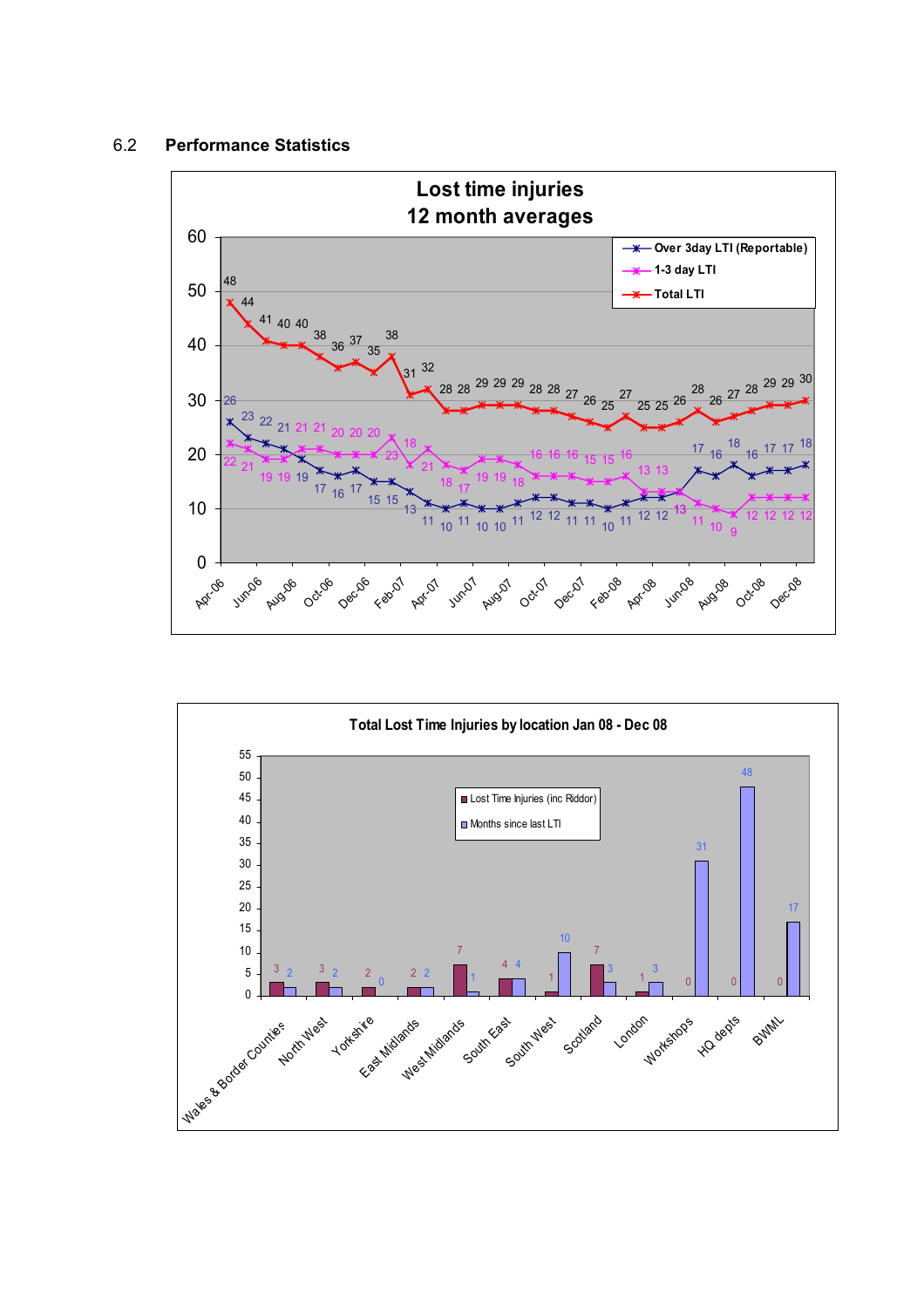## 6.2 Performance Statistics

**Lost time injuries**
**12 month averages**

| Month | Over 3day LTI (Reportable) | 1-3 day LTI | Total LTI |
|---|---|---|---|
| Apr-06 | 26 | 22 | 48 |
|  | 23 | 21 | 44 |
| Jun-06 | 22 | 19 | 41 |
|  | 21 | 19 | 40 |
| Aug-06 | 19 | 21 | 40 |
|  | 17 | 21 | 38 |
| Oct-06 | 16 | 20 | 36 |
|  | 17 | 20 | 37 |
| Dec-06 | 15 | 20 | 35 |
|  | 15 | 23 | 38 |
| Feb-07 | 13 | 18 | 31 |
|  | 11 | 21 | 32 |
| Apr-07 | 10 | 18 | 28 |
|  | 11 | 17 | 28 |
| Jun-07 | 10 | 19 | 29 |
|  | 10 | 19 | 29 |
| Aug-07 | 11 | 18 | 29 |
|  | 12 | 16 | 28 |
| Oct-07 | 12 | 16 | 28 |
|  | 11 | 16 | 27 |
| Dec-07 | 11 | 15 | 26 |
|  | 10 | 15 | 25 |
| Feb-08 | 11 | 16 | 27 |
|  | 12 | 13 | 25 |
| Apr-08 | 12 | 13 | 25 |
|  | 13 | 13 | 26 |
| Jun-08 | 17 | 11 | 28 |
|  | 16 | 10 | 26 |
| Aug-08 | 18 | 9 | 27 |
|  | 16 | 12 | 28 |
| Oct-08 | 17 | 12 | 29 |
|  | 17 | 12 | 29 |
| Dec-08 | 18 | 12 | 30 |

**Total Lost Time Injuries by location Jan 08 - Dec 08**

| Location | Lost Time Injuries (inc Riddor) | Months since last LTI |
|---|---|---|
| Wales & Border Counties | 3 | 2 |
| North West | 3 | 2 |
| Yorkshire | 2 | 0 |
| East Midlands | 2 | 2 |
| West Midlands | 7 | 1 |
| South East | 4 | 4 |
| South West | 1 | 10 |
| Scotland | 7 | 3 |
| London | 1 | 3 |
| Workshops | 0 | 31 |
| HQ depts | 0 | 48 |
| BWML | 0 | 17 |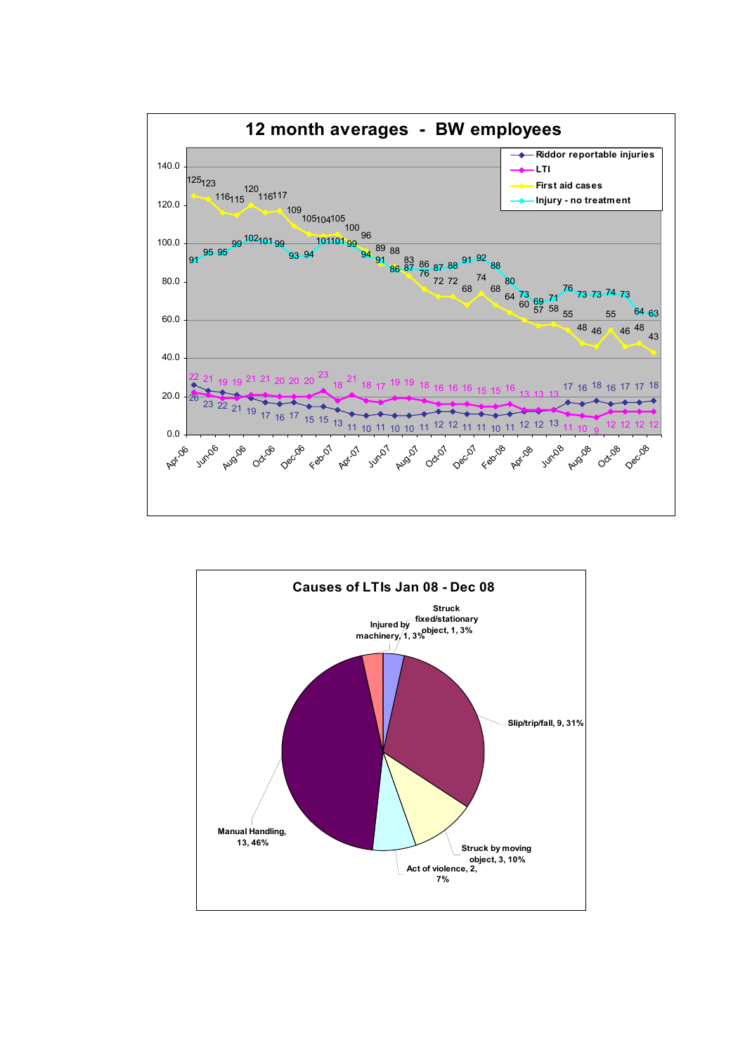## 12 month averages - BW employees

Legend: Riddor reportable injuries; LTI; First aid cases; Injury - no treatment

| Month | Riddor reportable injuries | LTI | First aid cases | Injury - no treatment |
|---|---|---|---|---|
| Apr-06 | 26 | 22 | 125 | 91 |
| May-06 | 23 | 21 | 123 | 95 |
| Jun-06 | 22 | 19 | 116 | 95 |
| Jul-06 | 21 | 19 | 115 | 99 |
| Aug-06 | 19 | 21 | 120 | 102 |
| Sep-06 | 17 | 21 | 116 | 101 |
| Oct-06 | 16 | 20 | 117 | 99 |
| Nov-06 | 17 | 20 | 109 | 93 |
| Dec-06 | 15 | 20 | 105 | 94 |
| Jan-07 | 15 | 23 | 104 | 101 |
| Feb-07 | 13 | 18 | 105 | 101 |
| Mar-07 | 11 | 21 | 100 | 99 |
| Apr-07 | 10 | 18 | 96 | 94 |
| May-07 | 11 | 17 | 89 | 91 |
| Jun-07 | 10 | 19 | 88 | 86 |
| Jul-07 | 10 | 19 | 83 | 87 |
| Aug-07 | 11 | 18 | 76 | 86 |
| Sep-07 | 12 | 16 | 72 | 87 |
| Oct-07 | 12 | 16 | 72 | 88 |
| Nov-07 | 11 | 16 | 68 | 91 |
| Dec-07 | 11 | 15 | 74 | 92 |
| Jan-08 | 10 | 15 | 68 | 88 |
| Feb-08 | 11 | 16 | 64 | 80 |
| Mar-08 | 12 | 13 | 60 | 73 |
| Apr-08 | 12 | 13 | 57 | 69 |
| May-08 | 13 | 13 | 58 | 71 |
| Jun-08 | 17 | 11 | 55 | 76 |
| Jul-08 | 16 | 10 | 48 | 73 |
| Aug-08 | 18 | 9 | 46 | 73 |
| Sep-08 | 16 | 12 | 55 | 74 |
| Oct-08 | 17 | 12 | 46 | 73 |
| Nov-08 | 17 | 12 | 48 | 64 |
| Dec-08 | 18 | 12 | 43 | 63 |

## Causes of LTIs Jan 08 - Dec 08

| Cause | Number | Percentage |
|---|---|---|
| Injured by machinery | 1 | 3% |
| Struck fixed/stationary object | 1 | 3% |
| Slip/trip/fall | 9 | 31% |
| Struck by moving object | 3 | 10% |
| Act of violence | 2 | 7% |
| Manual Handling | 13 | 46% |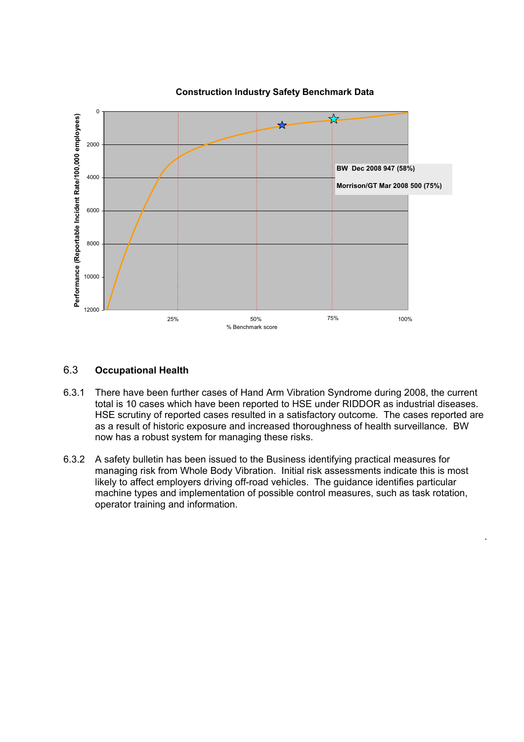Construction Industry Safety Benchmark Data

Performance (Reportable Incident Rate/100,000 employees)

0
2000
4000
6000
8000
10000
12000

25%
50%
75%
100%

% Benchmark score

BW Dec 2008 947 (58%)

Morrison/GT Mar 2008 500 (75%)

## 6.3 Occupational Health

6.3.1 There have been further cases of Hand Arm Vibration Syndrome during 2008, the current total is 10 cases which have been reported to HSE under RIDDOR as industrial diseases. HSE scrutiny of reported cases resulted in a satisfactory outcome. The cases reported are as a result of historic exposure and increased thoroughness of health surveillance. BW now has a robust system for managing these risks.

6.3.2 A safety bulletin has been issued to the Business identifying practical measures for managing risk from Whole Body Vibration. Initial risk assessments indicate this is most likely to affect employers driving off-road vehicles. The guidance identifies particular machine types and implementation of possible control measures, such as task rotation, operator training and information.